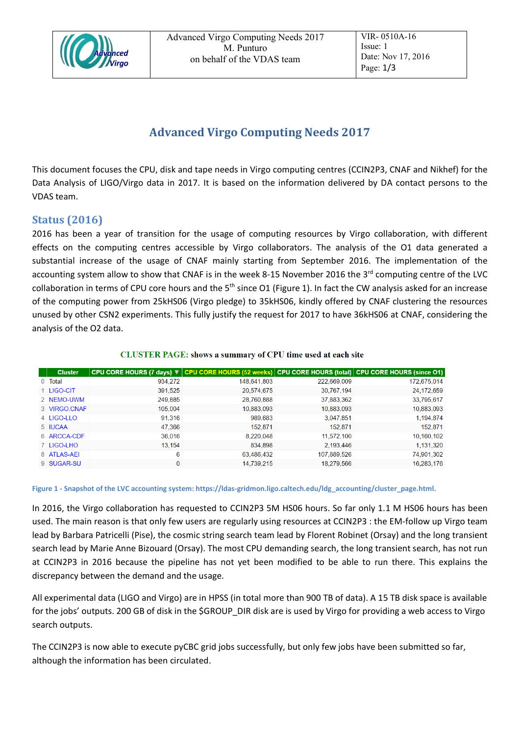# Advanced Virgo Computing Needs 2017

This document focuses the CPU, disk and tape needs in Virgo computing centres (CCIN2P3, CNAF and Nikhef) for the Data Analysis of LIGO/Virgo data in 2017. It is based on the information delivered by DA contact persons to the VDAS team.

## Status (2016)

2016 has been a year of transition for the usage of computing resources by Virgo collaboration, with different effects on the computing centres accessible by Virgo collaborators. The analysis of the O1 data generated a substantial increase of the usage of CNAF mainly starting from September 2016. The implementation of the accounting system allow to show that CNAF is in the week 8-15 November 2016 the 3rd computing centre of the LVC collaboration in terms of CPU core hours and the 5th since O1 (Figure 1). In fact the CW analysis asked for an increase of the computing power from 25kHS06 (Virgo pledge) to 35kHS06, kindly offered by CNAF clustering the resources unused by other CSN2 experiments. This fully justify the request for 2017 to have 36kHS06 at CNAF, considering the analysis of the O2 data.

**CLUSTER PAGE: shows a summary of CPU time used at each site**

| | Cluster | CPU CORE HOURS (7 days) ▼ | CPU CORE HOURS (52 weeks) | CPU CORE HOURS (total) | CPU CORE HOURS (since O1) |
|---|---|---|---|---|---|
| 0 | Total | 934,272 | 148,641,803 | 222,669,009 | 172,675,014 |
| 1 | LIGO-CIT | 391,525 | 20,574,675 | 30,767,194 | 24,172,659 |
| 2 | NEMO-UWM | 249,885 | 28,760,888 | 37,883,362 | 33,795,617 |
| 3 | VIRGO.CNAF | 105,004 | 10,883,093 | 10,883,093 | 10,883,093 |
| 4 | LIGO-LLO | 91,316 | 989,683 | 3,047,851 | 1,194,874 |
| 5 | IUCAA | 47,366 | 152,871 | 152,871 | 152,871 |
| 6 | ARCCA-CDF | 36,016 | 8,220,048 | 11,572,100 | 10,160,102 |
| 7 | LIGO-LHO | 13,154 | 834,898 | 2,193,446 | 1,131,320 |
| 8 | ATLAS-AEI | 6 | 63,486,432 | 107,889,526 | 74,901,302 |
| 9 | SUGAR-SU | 0 | 14,739,215 | 18,279,566 | 16,283,176 |

Figure 1 - Snapshot of the LVC accounting system: https://ldas-gridmon.ligo.caltech.edu/ldg_accounting/cluster_page.html.

In 2016, the Virgo collaboration has requested to CCIN2P3 5M HS06 hours. So far only 1.1 M HS06 hours has been used. The main reason is that only few users are regularly using resources at CCIN2P3 : the EM-follow up Virgo team lead by Barbara Patricelli (Pise), the cosmic string search team lead by Florent Robinet (Orsay) and the long transient search lead by Marie Anne Bizouard (Orsay). The most CPU demanding search, the long transient search, has not run at CCIN2P3 in 2016 because the pipeline has not yet been modified to be able to run there. This explains the discrepancy between the demand and the usage.

All experimental data (LIGO and Virgo) are in HPSS (in total more than 900 TB of data). A 15 TB disk space is available for the jobs' outputs. 200 GB of disk in the $GROUP_DIR disk are is used by Virgo for providing a web access to Virgo search outputs.

The CCIN2P3 is now able to execute pyCBC grid jobs successfully, but only few jobs have been submitted so far, although the information has been circulated.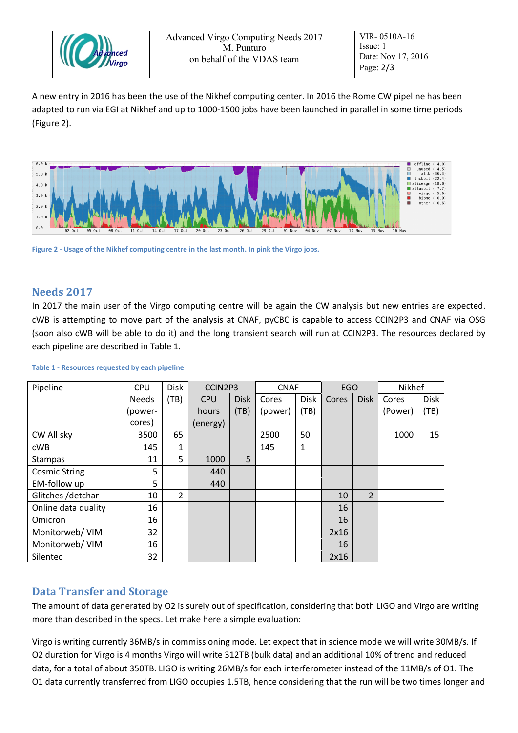A new entry in 2016 has been the use of the Nikhef computing center. In 2016 the Rome CW pipeline has been adapted to run via EGI at Nikhef and up to 1000-1500 jobs have been launched in parallel in some time periods (Figure 2).

Figure 2 - Usage of the Nikhef computing centre in the last month. In pink the Virgo jobs.

## Needs 2017

In 2017 the main user of the Virgo computing centre will be again the CW analysis but new entries are expected. cWB is attempting to move part of the analysis at CNAF, pyCBC is capable to access CCIN2P3 and CNAF via OSG (soon also cWB will be able to do it) and the long transient search will run at CCIN2P3. The resources declared by each pipeline are described in Table 1.

Table 1 - Resources requested by each pipeline

| Pipeline | CPU Needs (power-cores) | Disk (TB) | CCIN2P3 | | CNAF | | EGO | | Nikhef | |
|---|---|---|---|---|---|---|---|---|---|---|
| | | | CPU hours (energy) | Disk (TB) | Cores (power) | Disk (TB) | Cores | Disk | Cores (Power) | Disk (TB) |
| CW All sky | 3500 | 65 | | | 2500 | 50 | | | 1000 | 15 |
| cWB | 145 | 1 | | | 145 | 1 | | | | |
| Stampas | 11 | 5 | 1000 | 5 | | | | | | |
| Cosmic String | 5 | | 440 | | | | | | | |
| EM-follow up | 5 | | 440 | | | | | | | |
| Glitches /detchar | 10 | 2 | | | | | 10 | 2 | | |
| Online data quality | 16 | | | | | | 16 | | | |
| Omicron | 16 | | | | | | 16 | | | |
| Monitorweb/ VIM | 32 | | | | | | 2x16 | | | |
| Monitorweb/ VIM | 16 | | | | | | 16 | | | |
| Silentec | 32 | | | | | | 2x16 | | | |

## Data Transfer and Storage

The amount of data generated by O2 is surely out of specification, considering that both LIGO and Virgo are writing more than described in the specs. Let make here a simple evaluation:

Virgo is writing currently 36MB/s in commissioning mode. Let expect that in science mode we will write 30MB/s. If O2 duration for Virgo is 4 months Virgo will write 312TB (bulk data) and an additional 10% of trend and reduced data, for a total of about 350TB. LIGO is writing 26MB/s for each interferometer instead of the 11MB/s of O1. The O1 data currently transferred from LIGO occupies 1.5TB, hence considering that the run will be two times longer and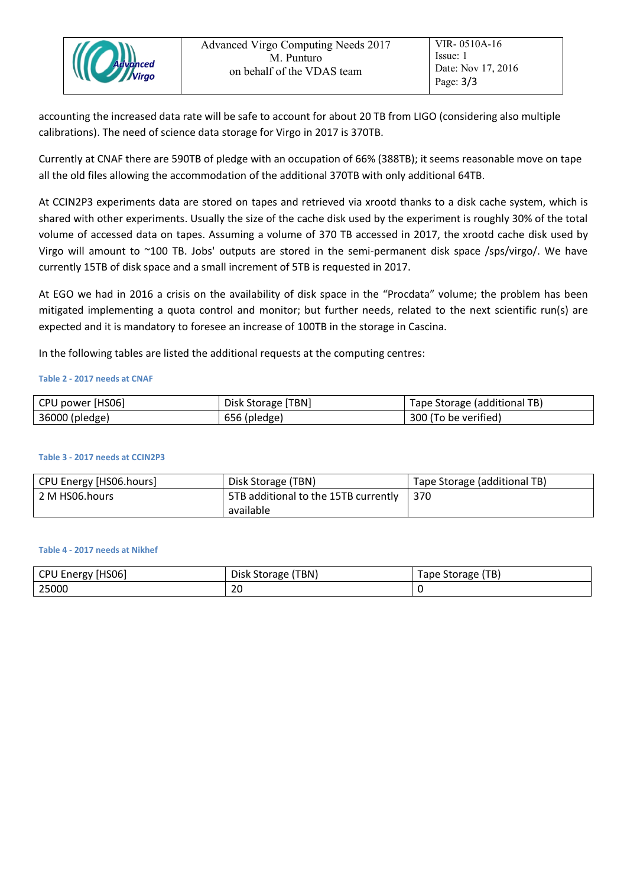accounting the increased data rate will be safe to account for about 20 TB from LIGO (considering also multiple calibrations). The need of science data storage for Virgo in 2017 is 370TB.

Currently at CNAF there are 590TB of pledge with an occupation of 66% (388TB); it seems reasonable move on tape all the old files allowing the accommodation of the additional 370TB with only additional 64TB.

At CCIN2P3 experiments data are stored on tapes and retrieved via xrootd thanks to a disk cache system, which is shared with other experiments. Usually the size of the cache disk used by the experiment is roughly 30% of the total volume of accessed data on tapes. Assuming a volume of 370 TB accessed in 2017, the xrootd cache disk used by Virgo will amount to ~100 TB. Jobs' outputs are stored in the semi-permanent disk space /sps/virgo/. We have currently 15TB of disk space and a small increment of 5TB is requested in 2017.

At EGO we had in 2016 a crisis on the availability of disk space in the "Procdata" volume; the problem has been mitigated implementing a quota control and monitor; but further needs, related to the next scientific run(s) are expected and it is mandatory to foresee an increase of 100TB in the storage in Cascina.

In the following tables are listed the additional requests at the computing centres:

**Table 2 - 2017 needs at CNAF**

| CPU power [HS06] | Disk Storage [TBN] | Tape Storage (additional TB) |
|---|---|---|
| 36000 (pledge) | 656 (pledge) | 300 (To be verified) |

**Table 3 - 2017 needs at CCIN2P3**

| CPU Energy [HS06.hours] | Disk Storage (TBN) | Tape Storage (additional TB) |
|---|---|---|
| 2 M HS06.hours | 5TB additional to the 15TB currently available | 370 |

**Table 4 - 2017 needs at Nikhef**

| CPU Energy [HS06] | Disk Storage (TBN) | Tape Storage (TB) |
|---|---|---|
| 25000 | 20 | 0 |